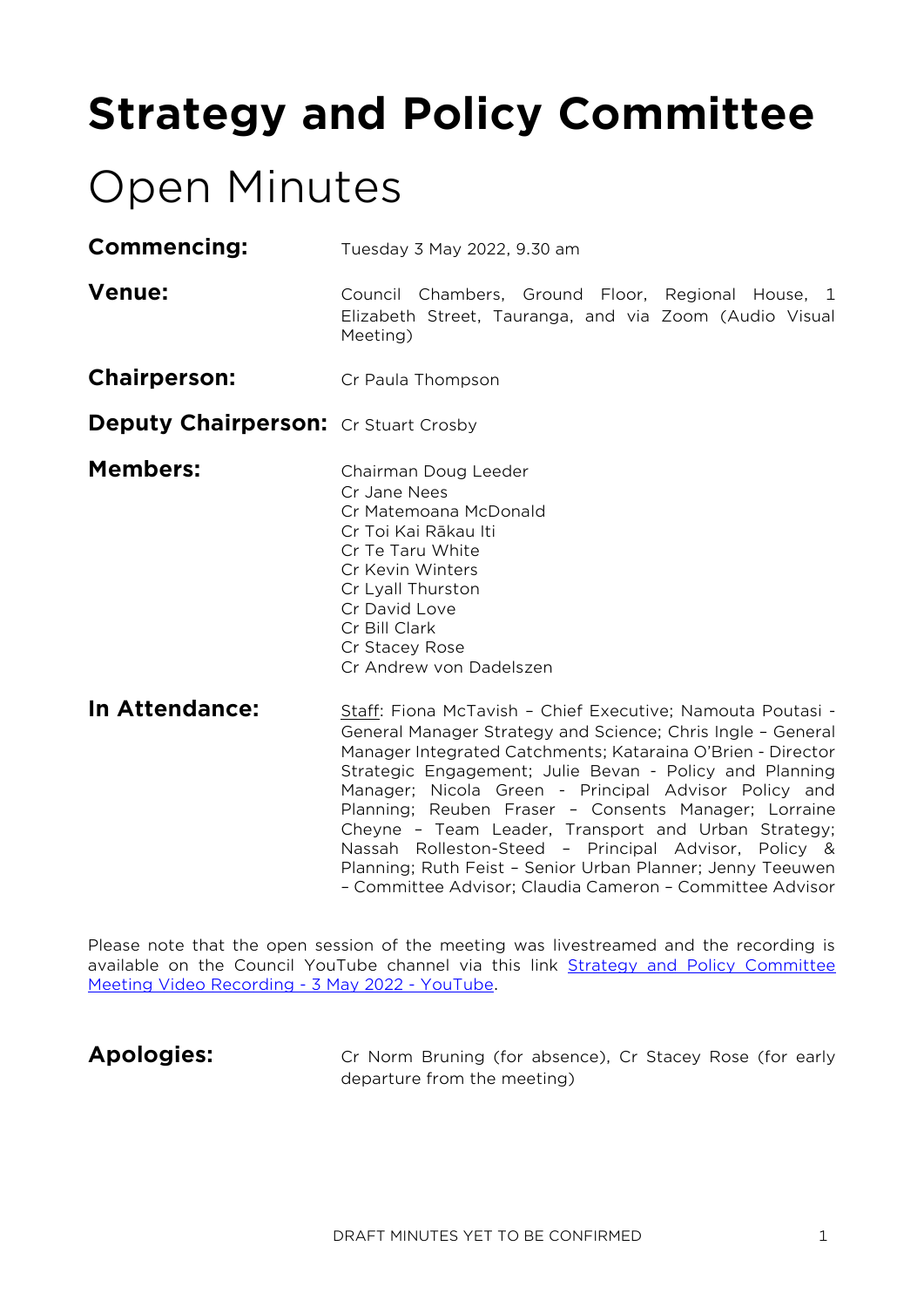# Strategy and Policy Committee

# Open Minutes

**Commencing:** Tuesday 3 May 2022, 9.30 am

**Venue:** Council Chambers, Ground Floor, Regional House, 1 Elizabeth Street, Tauranga, and via Zoom (Audio Visual Meeting)

**Chairperson:** Cr Paula Thompson

**Deputy Chairperson:** Cr Stuart Crosby

**Members:**
Chairman Doug Leeder
Cr Jane Nees
Cr Matemoana McDonald
Cr Toi Kai Rākau Iti
Cr Te Taru White
Cr Kevin Winters
Cr Lyall Thurston
Cr David Love
Cr Bill Clark
Cr Stacey Rose
Cr Andrew von Dadelszen

**In Attendance:** Staff: Fiona McTavish – Chief Executive; Namouta Poutasi - General Manager Strategy and Science; Chris Ingle – General Manager Integrated Catchments; Kataraina O'Brien - Director Strategic Engagement; Julie Bevan - Policy and Planning Manager; Nicola Green - Principal Advisor Policy and Planning; Reuben Fraser – Consents Manager; Lorraine Cheyne – Team Leader, Transport and Urban Strategy; Nassah Rolleston-Steed – Principal Advisor, Policy & Planning; Ruth Feist – Senior Urban Planner; Jenny Teeuwen – Committee Advisor; Claudia Cameron – Committee Advisor

Please note that the open session of the meeting was livestreamed and the recording is available on the Council YouTube channel via this link [Strategy and Policy Committee Meeting Video Recording - 3 May 2022 - YouTube].

**Apologies:** Cr Norm Bruning (for absence), Cr Stacey Rose (for early departure from the meeting)

DRAFT MINUTES YET TO BE CONFIRMED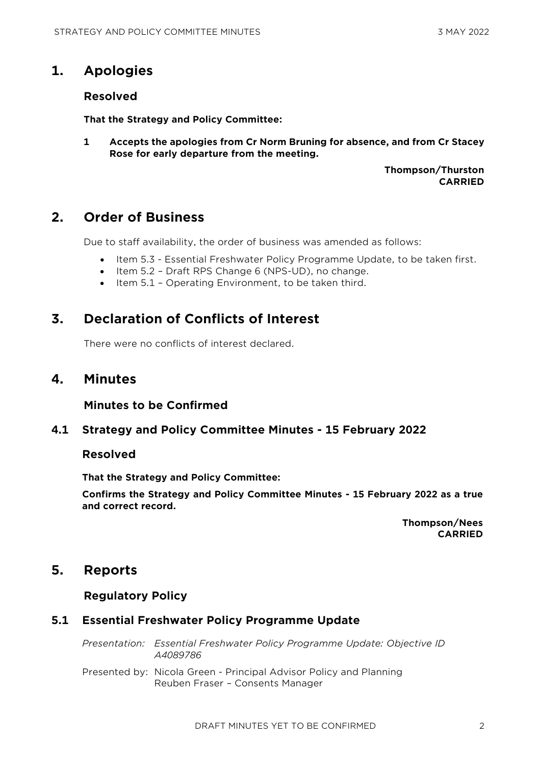# 1. Apologies

## Resolved

**That the Strategy and Policy Committee:**

**1 Accepts the apologies from Cr Norm Bruning for absence, and from Cr Stacey Rose for early departure from the meeting.**

**Thompson/Thurston**
**CARRIED**

# 2. Order of Business

Due to staff availability, the order of business was amended as follows:

- Item 5.3 - Essential Freshwater Policy Programme Update, to be taken first.
- Item 5.2 – Draft RPS Change 6 (NPS-UD), no change.
- Item 5.1 – Operating Environment, to be taken third.

# 3. Declaration of Conflicts of Interest

There were no conflicts of interest declared.

# 4. Minutes

## Minutes to be Confirmed

### 4.1 Strategy and Policy Committee Minutes - 15 February 2022

#### Resolved

**That the Strategy and Policy Committee:**

**Confirms the Strategy and Policy Committee Minutes - 15 February 2022 as a true and correct record.**

**Thompson/Nees**
**CARRIED**

# 5. Reports

## Regulatory Policy

### 5.1 Essential Freshwater Policy Programme Update

*Presentation: Essential Freshwater Policy Programme Update: Objective ID A4089786*

Presented by: Nicola Green - Principal Advisor Policy and Planning
Reuben Fraser – Consents Manager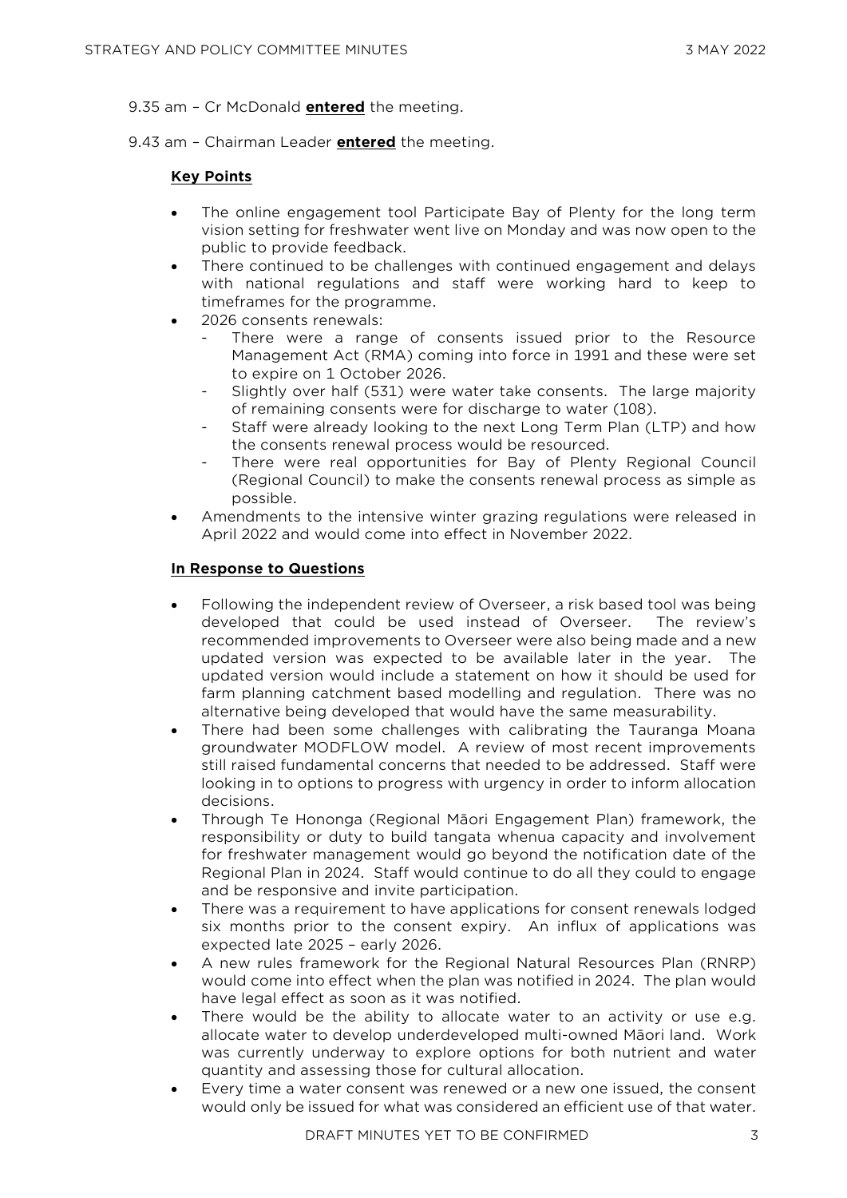9.35 am – Cr McDonald **entered** the meeting.

9.43 am – Chairman Leader **entered** the meeting.

**Key Points**

- The online engagement tool Participate Bay of Plenty for the long term vision setting for freshwater went live on Monday and was now open to the public to provide feedback.
- There continued to be challenges with continued engagement and delays with national regulations and staff were working hard to keep to timeframes for the programme.
- 2026 consents renewals:
    - There were a range of consents issued prior to the Resource Management Act (RMA) coming into force in 1991 and these were set to expire on 1 October 2026.
    - Slightly over half (531) were water take consents. The large majority of remaining consents were for discharge to water (108).
    - Staff were already looking to the next Long Term Plan (LTP) and how the consents renewal process would be resourced.
    - There were real opportunities for Bay of Plenty Regional Council (Regional Council) to make the consents renewal process as simple as possible.
- Amendments to the intensive winter grazing regulations were released in April 2022 and would come into effect in November 2022.

**In Response to Questions**

- Following the independent review of Overseer, a risk based tool was being developed that could be used instead of Overseer. The review's recommended improvements to Overseer were also being made and a new updated version was expected to be available later in the year. The updated version would include a statement on how it should be used for farm planning catchment based modelling and regulation. There was no alternative being developed that would have the same measurability.
- There had been some challenges with calibrating the Tauranga Moana groundwater MODFLOW model. A review of most recent improvements still raised fundamental concerns that needed to be addressed. Staff were looking in to options to progress with urgency in order to inform allocation decisions.
- Through Te Hononga (Regional Māori Engagement Plan) framework, the responsibility or duty to build tangata whenua capacity and involvement for freshwater management would go beyond the notification date of the Regional Plan in 2024. Staff would continue to do all they could to engage and be responsive and invite participation.
- There was a requirement to have applications for consent renewals lodged six months prior to the consent expiry. An influx of applications was expected late 2025 – early 2026.
- A new rules framework for the Regional Natural Resources Plan (RNRP) would come into effect when the plan was notified in 2024. The plan would have legal effect as soon as it was notified.
- There would be the ability to allocate water to an activity or use e.g. allocate water to develop underdeveloped multi-owned Māori land. Work was currently underway to explore options for both nutrient and water quantity and assessing those for cultural allocation.
- Every time a water consent was renewed or a new one issued, the consent would only be issued for what was considered an efficient use of that water.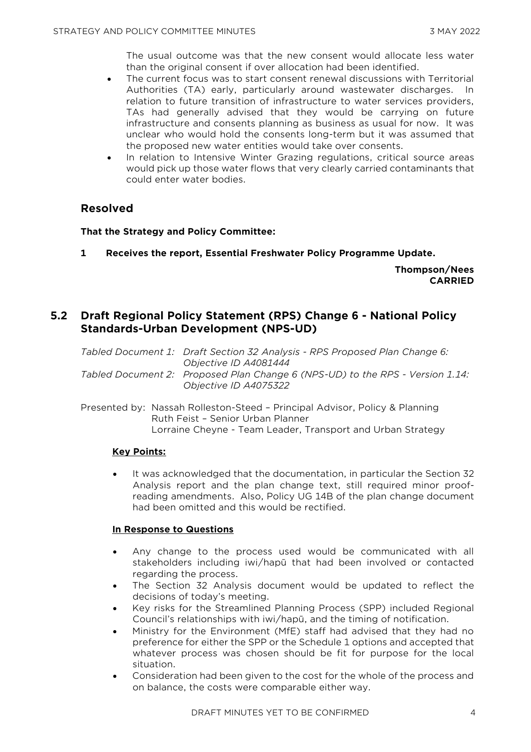The usual outcome was that the new consent would allocate less water than the original consent if over allocation had been identified.

- The current focus was to start consent renewal discussions with Territorial Authorities (TA) early, particularly around wastewater discharges. In relation to future transition of infrastructure to water services providers, TAs had generally advised that they would be carrying on future infrastructure and consents planning as business as usual for now. It was unclear who would hold the consents long-term but it was assumed that the proposed new water entities would take over consents.
- In relation to Intensive Winter Grazing regulations, critical source areas would pick up those water flows that very clearly carried contaminants that could enter water bodies.

## Resolved

**That the Strategy and Policy Committee:**

**1 Receives the report, Essential Freshwater Policy Programme Update.**

**Thompson/Nees**
**CARRIED**

## 5.2 Draft Regional Policy Statement (RPS) Change 6 - National Policy Standards-Urban Development (NPS-UD)

*Tabled Document 1: Draft Section 32 Analysis - RPS Proposed Plan Change 6: Objective ID A4081444*

*Tabled Document 2: Proposed Plan Change 6 (NPS-UD) to the RPS - Version 1.14: Objective ID A4075322*

Presented by: Nassah Rolleston-Steed – Principal Advisor, Policy & Planning
Ruth Feist – Senior Urban Planner
Lorraine Cheyne - Team Leader, Transport and Urban Strategy

**Key Points:**

- It was acknowledged that the documentation, in particular the Section 32 Analysis report and the plan change text, still required minor proof-reading amendments. Also, Policy UG 14B of the plan change document had been omitted and this would be rectified.

**In Response to Questions**

- Any change to the process used would be communicated with all stakeholders including iwi/hapū that had been involved or contacted regarding the process.
- The Section 32 Analysis document would be updated to reflect the decisions of today's meeting.
- Key risks for the Streamlined Planning Process (SPP) included Regional Council's relationships with iwi/hapū, and the timing of notification.
- Ministry for the Environment (MfE) staff had advised that they had no preference for either the SPP or the Schedule 1 options and accepted that whatever process was chosen should be fit for purpose for the local situation.
- Consideration had been given to the cost for the whole of the process and on balance, the costs were comparable either way.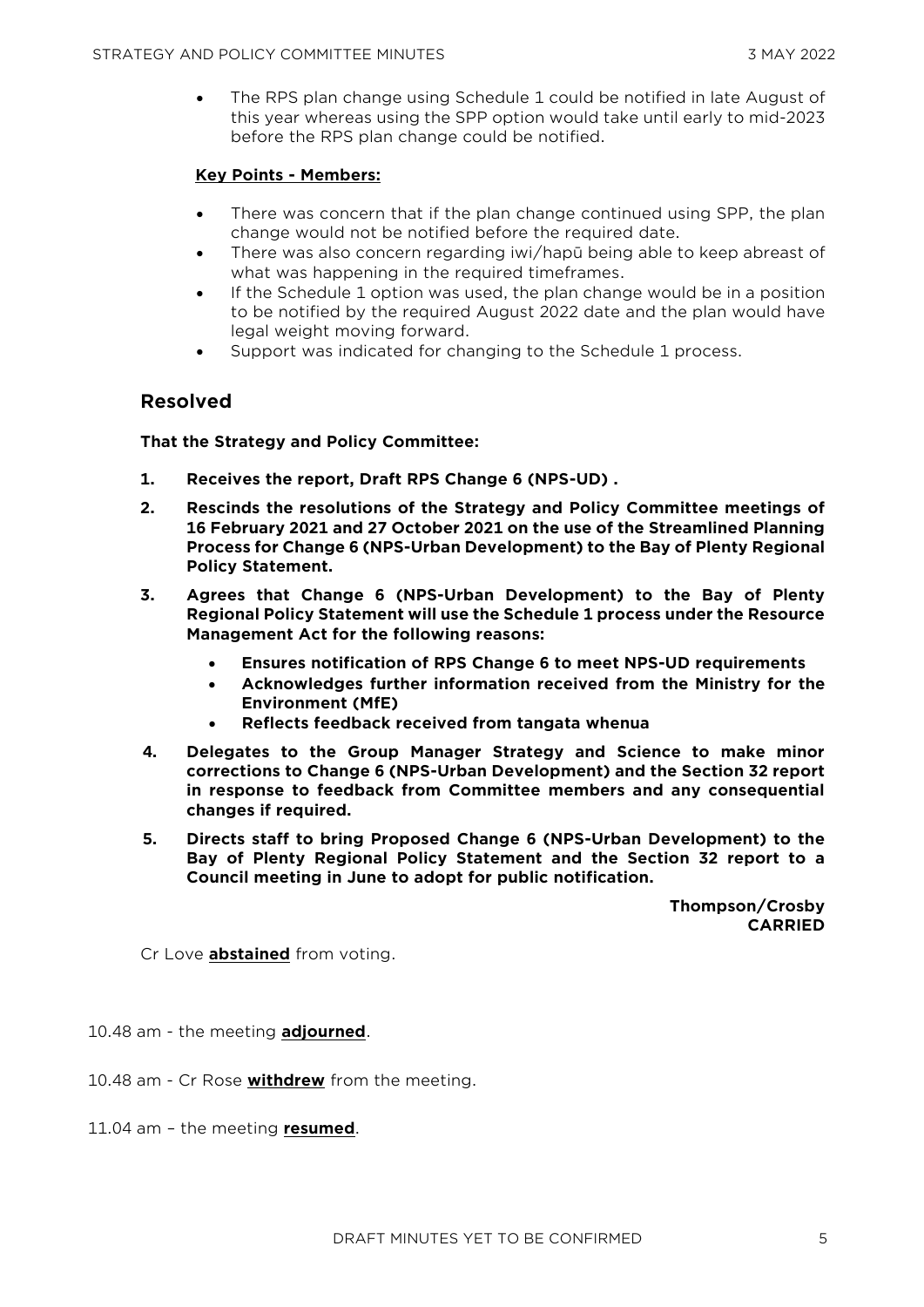- The RPS plan change using Schedule 1 could be notified in late August of this year whereas using the SPP option would take until early to mid-2023 before the RPS plan change could be notified.

**Key Points - Members:**

- There was concern that if the plan change continued using SPP, the plan change would not be notified before the required date.
- There was also concern regarding iwi/hapū being able to keep abreast of what was happening in the required timeframes.
- If the Schedule 1 option was used, the plan change would be in a position to be notified by the required August 2022 date and the plan would have legal weight moving forward.
- Support was indicated for changing to the Schedule 1 process.

## Resolved

**That the Strategy and Policy Committee:**

1. **Receives the report, Draft RPS Change 6 (NPS-UD) .**
2. **Rescinds the resolutions of the Strategy and Policy Committee meetings of 16 February 2021 and 27 October 2021 on the use of the Streamlined Planning Process for Change 6 (NPS-Urban Development) to the Bay of Plenty Regional Policy Statement.**
3. **Agrees that Change 6 (NPS-Urban Development) to the Bay of Plenty Regional Policy Statement will use the Schedule 1 process under the Resource Management Act for the following reasons:**
   - **Ensures notification of RPS Change 6 to meet NPS-UD requirements**
   - **Acknowledges further information received from the Ministry for the Environment (MfE)**
   - **Reflects feedback received from tangata whenua**
4. **Delegates to the Group Manager Strategy and Science to make minor corrections to Change 6 (NPS-Urban Development) and the Section 32 report in response to feedback from Committee members and any consequential changes if required.**
5. **Directs staff to bring Proposed Change 6 (NPS-Urban Development) to the Bay of Plenty Regional Policy Statement and the Section 32 report to a Council meeting in June to adopt for public notification.**

**Thompson/Crosby**
**CARRIED**

Cr Love **abstained** from voting.

10.48 am - the meeting **adjourned**.

10.48 am - Cr Rose **withdrew** from the meeting.

11.04 am – the meeting **resumed**.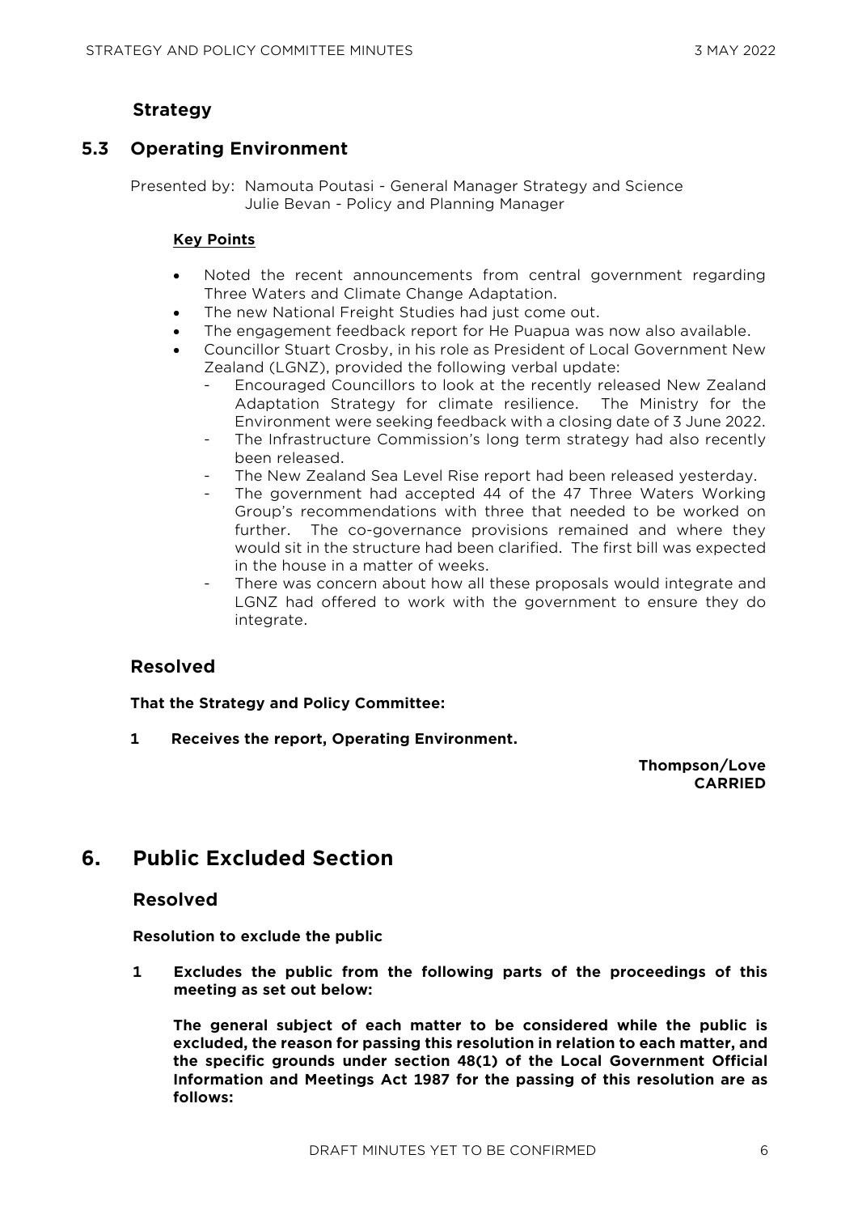### Strategy

## 5.3 Operating Environment

Presented by: Namouta Poutasi - General Manager Strategy and Science
Julie Bevan - Policy and Planning Manager

**Key Points**

- Noted the recent announcements from central government regarding Three Waters and Climate Change Adaptation.
- The new National Freight Studies had just come out.
- The engagement feedback report for He Puapua was now also available.
- Councillor Stuart Crosby, in his role as President of Local Government New Zealand (LGNZ), provided the following verbal update:
  - Encouraged Councillors to look at the recently released New Zealand Adaptation Strategy for climate resilience. The Ministry for the Environment were seeking feedback with a closing date of 3 June 2022.
  - The Infrastructure Commission's long term strategy had also recently been released.
  - The New Zealand Sea Level Rise report had been released yesterday.
  - The government had accepted 44 of the 47 Three Waters Working Group's recommendations with three that needed to be worked on further. The co-governance provisions remained and where they would sit in the structure had been clarified. The first bill was expected in the house in a matter of weeks.
  - There was concern about how all these proposals would integrate and LGNZ had offered to work with the government to ensure they do integrate.

### Resolved

**That the Strategy and Policy Committee:**

**1 Receives the report, Operating Environment.**

**Thompson/Love**
**CARRIED**

# 6. Public Excluded Section

### Resolved

**Resolution to exclude the public**

**1 Excludes the public from the following parts of the proceedings of this meeting as set out below:**

**The general subject of each matter to be considered while the public is excluded, the reason for passing this resolution in relation to each matter, and the specific grounds under section 48(1) of the Local Government Official Information and Meetings Act 1987 for the passing of this resolution are as follows:**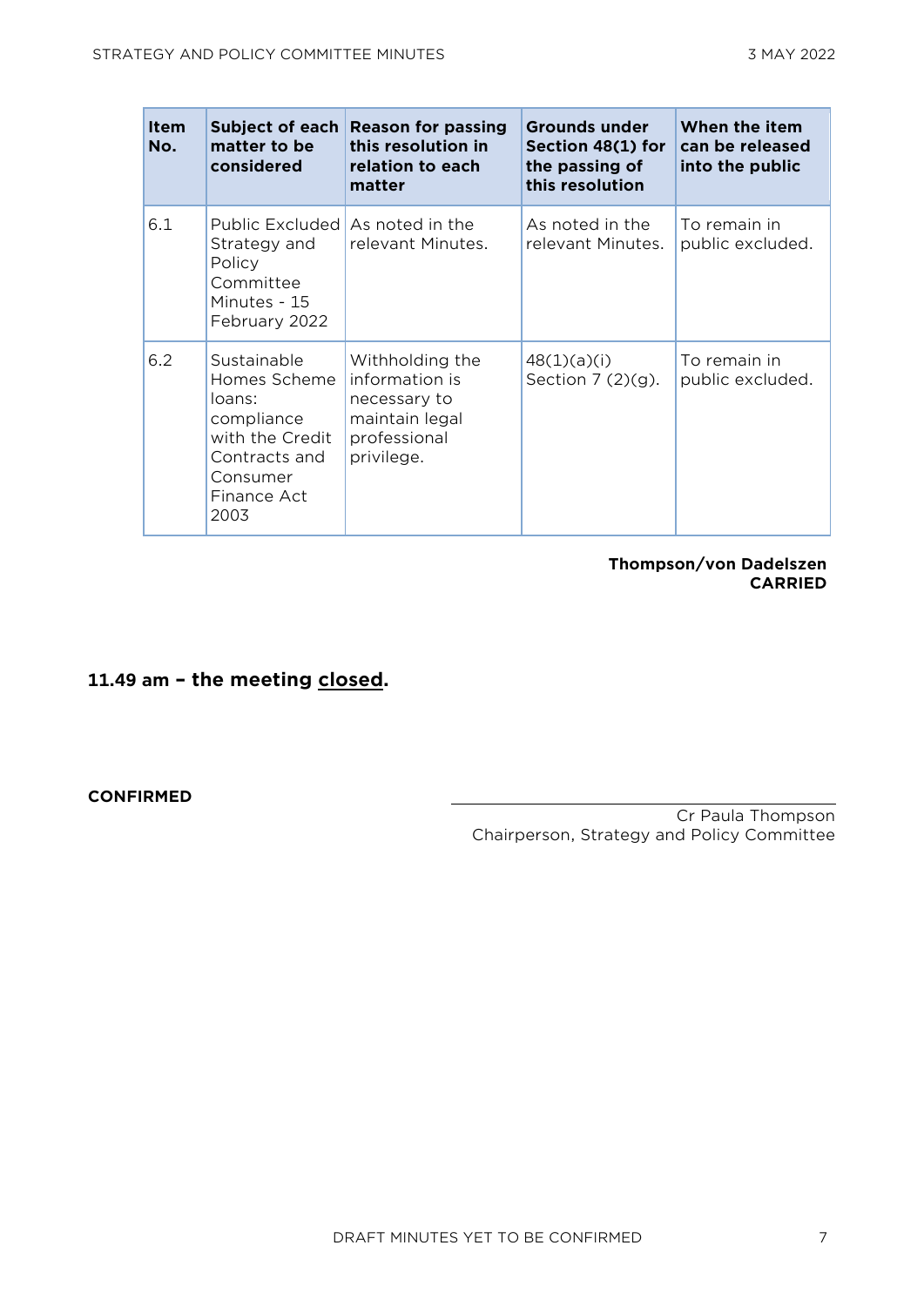| Item No. | Subject of each matter to be considered | Reason for passing this resolution in relation to each matter | Grounds under Section 48(1) for the passing of this resolution | When the item can be released into the public |
|---|---|---|---|---|
| 6.1 | Public Excluded Strategy and Policy Committee Minutes - 15 February 2022 | As noted in the relevant Minutes. | As noted in the relevant Minutes. | To remain in public excluded. |
| 6.2 | Sustainable Homes Scheme loans: compliance with the Credit Contracts and Consumer Finance Act 2003 | Withholding the information is necessary to maintain legal professional privilege. | 48(1)(a)(i) Section 7 (2)(g). | To remain in public excluded. |

**Thompson/von Dadelszen**
**CARRIED**

**11.49 am – the meeting closed.**

**CONFIRMED**

Cr Paula Thompson
Chairperson, Strategy and Policy Committee

DRAFT MINUTES YET TO BE CONFIRMED